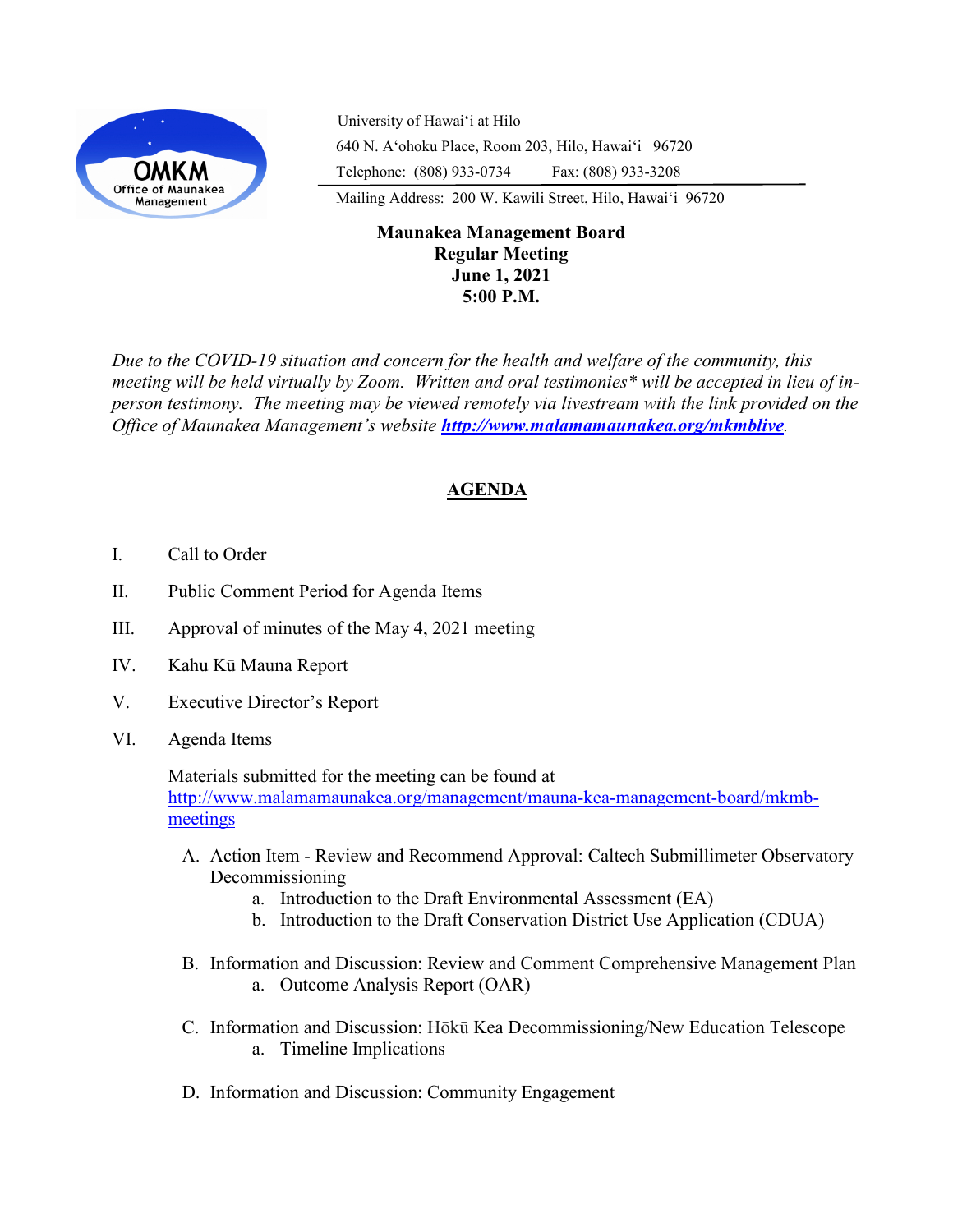OMKM
Office of Maunakea Management

University of Hawaiʻi at Hilo
640 N. Aʻohoku Place, Room 203, Hilo, Hawaiʻi 96720
Telephone: (808) 933-0734 Fax: (808) 933-3208
Mailing Address: 200 W. Kawili Street, Hilo, Hawaiʻi 96720

**Maunakea Management Board**
**Regular Meeting**
**June 1, 2021**
**5:00 P.M.**

*Due to the COVID-19 situation and concern for the health and welfare of the community, this meeting will be held virtually by Zoom. Written and oral testimonies* will be accepted in lieu of in-person testimony. The meeting may be viewed remotely via livestream with the link provided on the Office of Maunakea Management's website* ***http://www.malamamaunakea.org/mkmblive****.*

## AGENDA

I. Call to Order

II. Public Comment Period for Agenda Items

III. Approval of minutes of the May 4, 2021 meeting

IV. Kahu Kū Mauna Report

V. Executive Director's Report

VI. Agenda Items

Materials submitted for the meeting can be found at http://www.malamamaunakea.org/management/mauna-kea-management-board/mkmb-meetings

A. Action Item - Review and Recommend Approval: Caltech Submillimeter Observatory Decommissioning
   a. Introduction to the Draft Environmental Assessment (EA)
   b. Introduction to the Draft Conservation District Use Application (CDUA)

B. Information and Discussion: Review and Comment Comprehensive Management Plan
   a. Outcome Analysis Report (OAR)

C. Information and Discussion: Hōkū Kea Decommissioning/New Education Telescope
   a. Timeline Implications

D. Information and Discussion: Community Engagement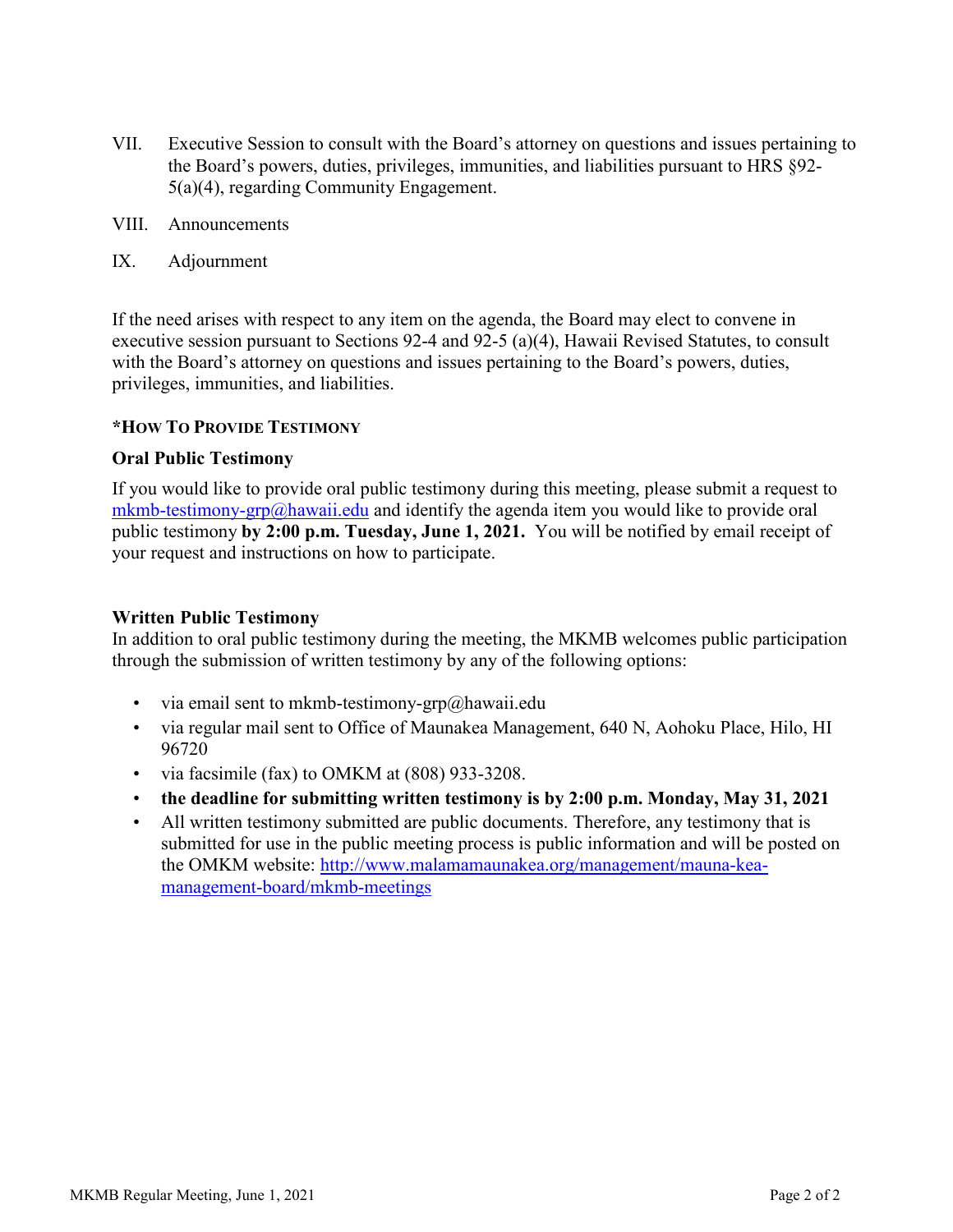VII. Executive Session to consult with the Board's attorney on questions and issues pertaining to the Board's powers, duties, privileges, immunities, and liabilities pursuant to HRS §92-5(a)(4), regarding Community Engagement.

VIII. Announcements

IX. Adjournment

If the need arises with respect to any item on the agenda, the Board may elect to convene in executive session pursuant to Sections 92-4 and 92-5 (a)(4), Hawaii Revised Statutes, to consult with the Board's attorney on questions and issues pertaining to the Board's powers, duties, privileges, immunities, and liabilities.

### *HOW TO PROVIDE TESTIMONY

#### Oral Public Testimony

If you would like to provide oral public testimony during this meeting, please submit a request to mkmb-testimony-grp@hawaii.edu and identify the agenda item you would like to provide oral public testimony **by 2:00 p.m. Tuesday, June 1, 2021.** You will be notified by email receipt of your request and instructions on how to participate.

#### Written Public Testimony

In addition to oral public testimony during the meeting, the MKMB welcomes public participation through the submission of written testimony by any of the following options:

- via email sent to mkmb-testimony-grp@hawaii.edu
- via regular mail sent to Office of Maunakea Management, 640 N, Aohoku Place, Hilo, HI 96720
- via facsimile (fax) to OMKM at (808) 933-3208.
- **the deadline for submitting written testimony is by 2:00 p.m. Monday, May 31, 2021**
- All written testimony submitted are public documents. Therefore, any testimony that is submitted for use in the public meeting process is public information and will be posted on the OMKM website: http://www.malamamaunakea.org/management/mauna-kea-management-board/mkmb-meetings